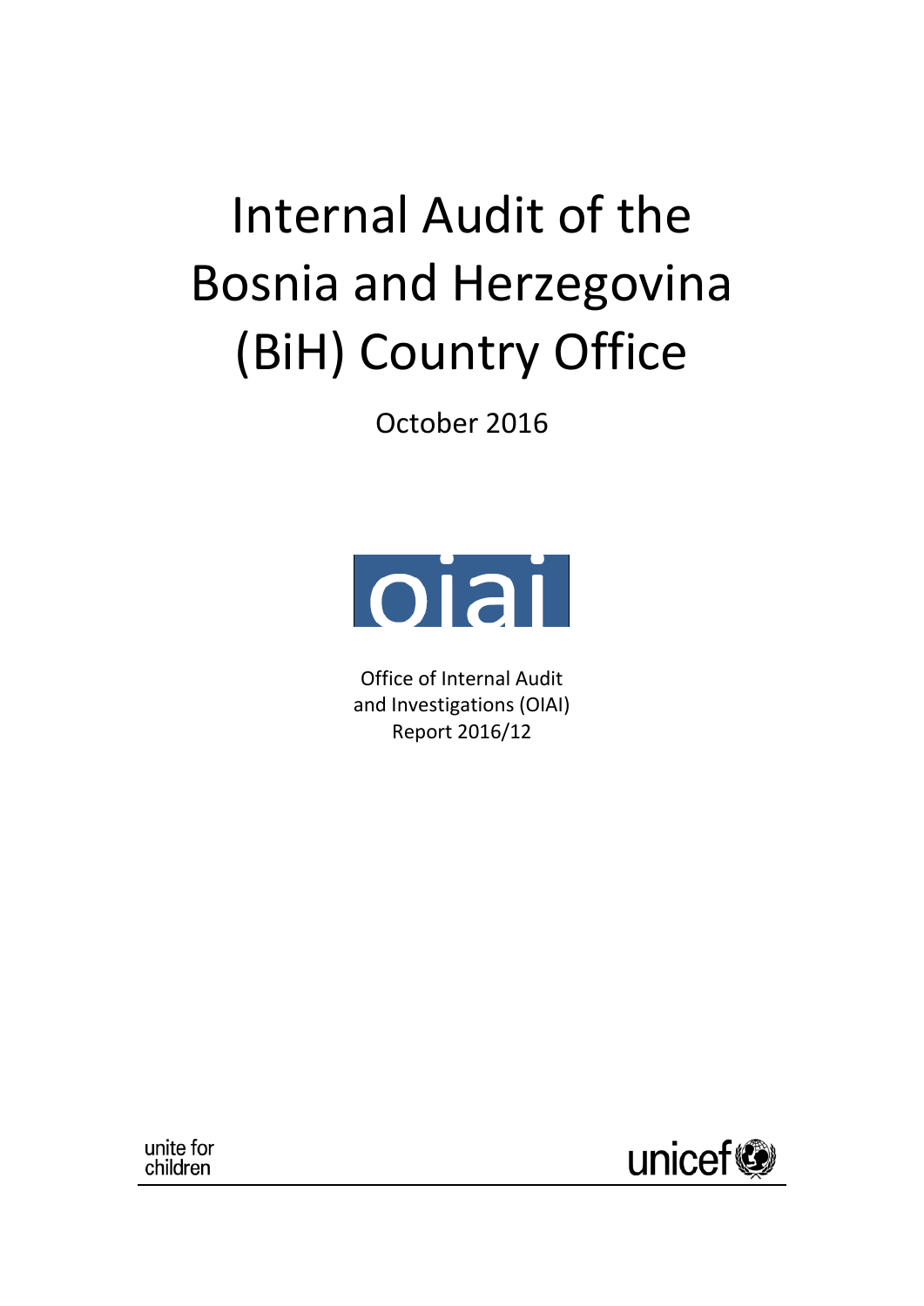# Internal Audit of the Bosnia and Herzegovina (BiH) Country Office

October 2016

oiai

Office of Internal Audit and Investigations (OIAI)
Report 2016/12

unite for children

unicef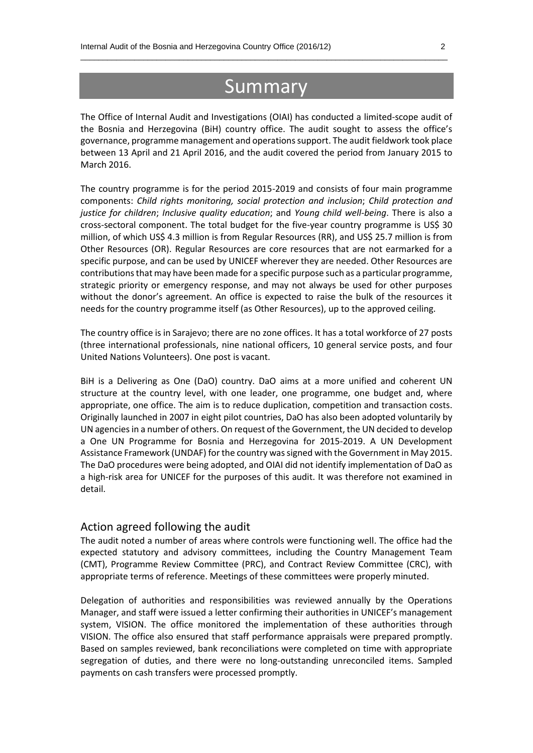# Summary

The Office of Internal Audit and Investigations (OIAI) has conducted a limited-scope audit of the Bosnia and Herzegovina (BiH) country office. The audit sought to assess the office's governance, programme management and operations support. The audit fieldwork took place between 13 April and 21 April 2016, and the audit covered the period from January 2015 to March 2016.

The country programme is for the period 2015-2019 and consists of four main programme components: *Child rights monitoring, social protection and inclusion*; *Child protection and justice for children*; *Inclusive quality education*; and *Young child well-being*. There is also a cross-sectoral component. The total budget for the five-year country programme is US$ 30 million, of which US$ 4.3 million is from Regular Resources (RR), and US$ 25.7 million is from Other Resources (OR). Regular Resources are core resources that are not earmarked for a specific purpose, and can be used by UNICEF wherever they are needed. Other Resources are contributions that may have been made for a specific purpose such as a particular programme, strategic priority or emergency response, and may not always be used for other purposes without the donor's agreement. An office is expected to raise the bulk of the resources it needs for the country programme itself (as Other Resources), up to the approved ceiling.

The country office is in Sarajevo; there are no zone offices. It has a total workforce of 27 posts (three international professionals, nine national officers, 10 general service posts, and four United Nations Volunteers). One post is vacant.

BiH is a Delivering as One (DaO) country. DaO aims at a more unified and coherent UN structure at the country level, with one leader, one programme, one budget and, where appropriate, one office. The aim is to reduce duplication, competition and transaction costs. Originally launched in 2007 in eight pilot countries, DaO has also been adopted voluntarily by UN agencies in a number of others. On request of the Government, the UN decided to develop a One UN Programme for Bosnia and Herzegovina for 2015-2019. A UN Development Assistance Framework (UNDAF) for the country was signed with the Government in May 2015. The DaO procedures were being adopted, and OIAI did not identify implementation of DaO as a high-risk area for UNICEF for the purposes of this audit. It was therefore not examined in detail.

## Action agreed following the audit

The audit noted a number of areas where controls were functioning well. The office had the expected statutory and advisory committees, including the Country Management Team (CMT), Programme Review Committee (PRC), and Contract Review Committee (CRC), with appropriate terms of reference. Meetings of these committees were properly minuted.

Delegation of authorities and responsibilities was reviewed annually by the Operations Manager, and staff were issued a letter confirming their authorities in UNICEF's management system, VISION. The office monitored the implementation of these authorities through VISION. The office also ensured that staff performance appraisals were prepared promptly. Based on samples reviewed, bank reconciliations were completed on time with appropriate segregation of duties, and there were no long-outstanding unreconciled items. Sampled payments on cash transfers were processed promptly.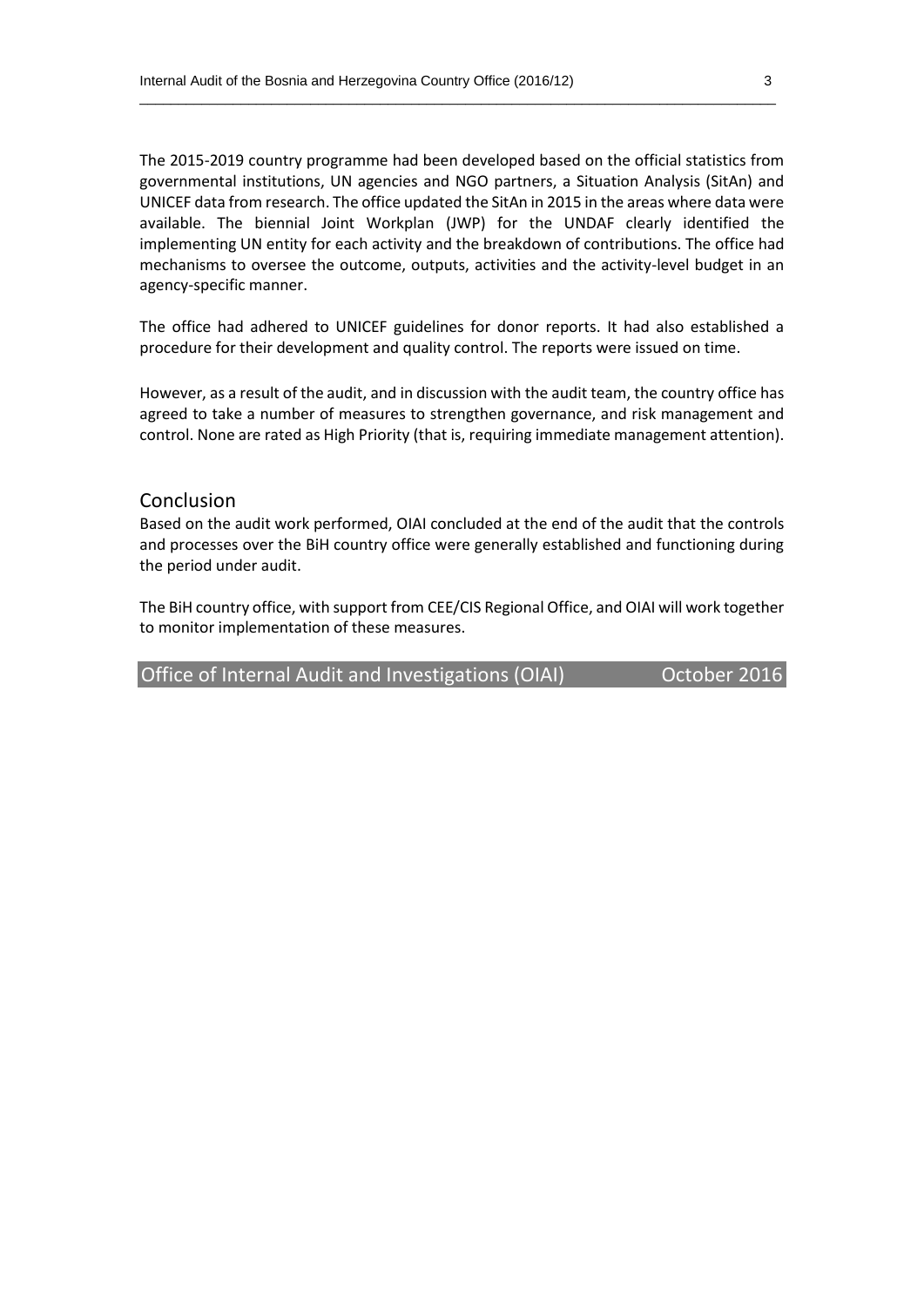The 2015-2019 country programme had been developed based on the official statistics from governmental institutions, UN agencies and NGO partners, a Situation Analysis (SitAn) and UNICEF data from research. The office updated the SitAn in 2015 in the areas where data were available. The biennial Joint Workplan (JWP) for the UNDAF clearly identified the implementing UN entity for each activity and the breakdown of contributions. The office had mechanisms to oversee the outcome, outputs, activities and the activity-level budget in an agency-specific manner.

The office had adhered to UNICEF guidelines for donor reports. It had also established a procedure for their development and quality control. The reports were issued on time.

However, as a result of the audit, and in discussion with the audit team, the country office has agreed to take a number of measures to strengthen governance, and risk management and control. None are rated as High Priority (that is, requiring immediate management attention).

## Conclusion

Based on the audit work performed, OIAI concluded at the end of the audit that the controls and processes over the BiH country office were generally established and functioning during the period under audit.

The BiH country office, with support from CEE/CIS Regional Office, and OIAI will work together to monitor implementation of these measures.

Office of Internal Audit and Investigations (OIAI) October 2016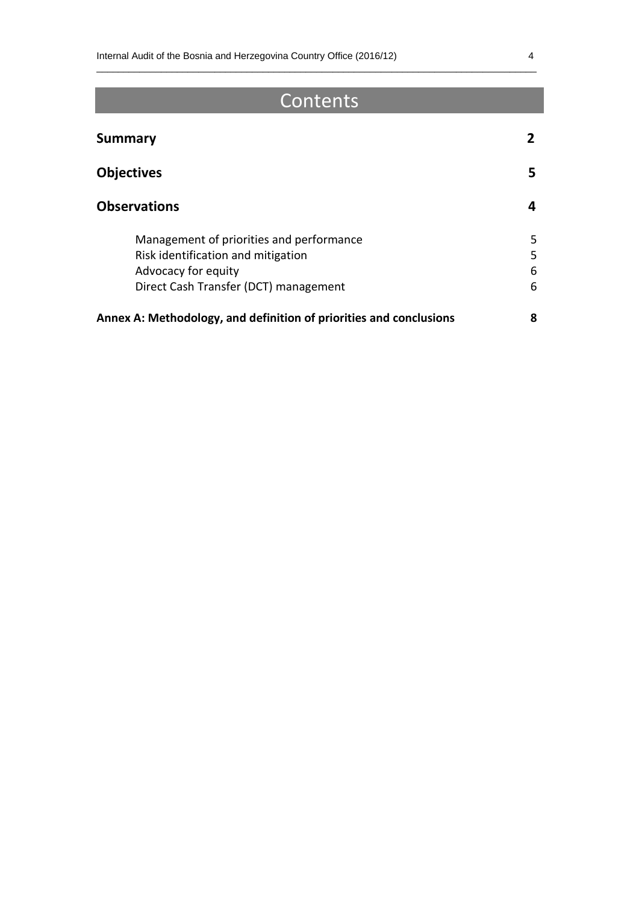# Contents

| | |
|---|---|
| **Summary** | **2** |
| **Objectives** | **5** |
| **Observations** | **4** |
| Management of priorities and performance | 5 |
| Risk identification and mitigation | 5 |
| Advocacy for equity | 6 |
| Direct Cash Transfer (DCT) management | 6 |
| **Annex A: Methodology, and definition of priorities and conclusions** | **8** |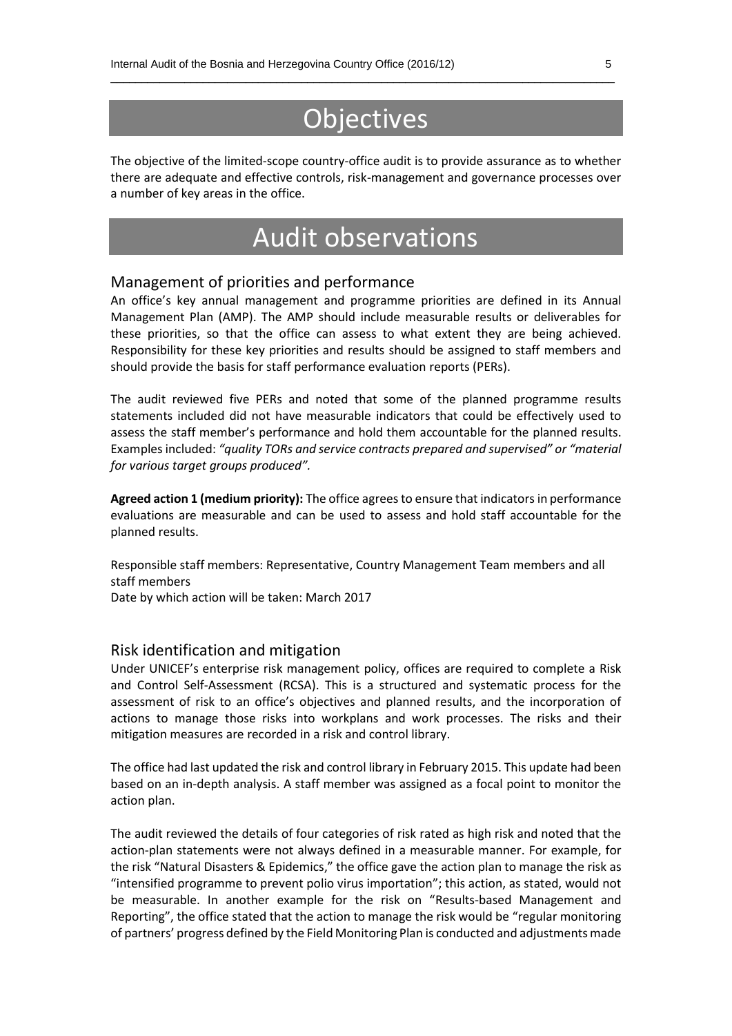# Objectives

The objective of the limited-scope country-office audit is to provide assurance as to whether there are adequate and effective controls, risk-management and governance processes over a number of key areas in the office.

# Audit observations

## Management of priorities and performance

An office's key annual management and programme priorities are defined in its Annual Management Plan (AMP). The AMP should include measurable results or deliverables for these priorities, so that the office can assess to what extent they are being achieved. Responsibility for these key priorities and results should be assigned to staff members and should provide the basis for staff performance evaluation reports (PERs).

The audit reviewed five PERs and noted that some of the planned programme results statements included did not have measurable indicators that could be effectively used to assess the staff member's performance and hold them accountable for the planned results. Examples included: *"quality TORs and service contracts prepared and supervised" or "material for various target groups produced".*

**Agreed action 1 (medium priority):** The office agrees to ensure that indicators in performance evaluations are measurable and can be used to assess and hold staff accountable for the planned results.

Responsible staff members: Representative, Country Management Team members and all staff members
Date by which action will be taken: March 2017

## Risk identification and mitigation

Under UNICEF's enterprise risk management policy, offices are required to complete a Risk and Control Self-Assessment (RCSA). This is a structured and systematic process for the assessment of risk to an office's objectives and planned results, and the incorporation of actions to manage those risks into workplans and work processes. The risks and their mitigation measures are recorded in a risk and control library.

The office had last updated the risk and control library in February 2015. This update had been based on an in-depth analysis. A staff member was assigned as a focal point to monitor the action plan.

The audit reviewed the details of four categories of risk rated as high risk and noted that the action-plan statements were not always defined in a measurable manner. For example, for the risk "Natural Disasters & Epidemics," the office gave the action plan to manage the risk as "intensified programme to prevent polio virus importation"; this action, as stated, would not be measurable. In another example for the risk on "Results-based Management and Reporting", the office stated that the action to manage the risk would be "regular monitoring of partners' progress defined by the Field Monitoring Plan is conducted and adjustments made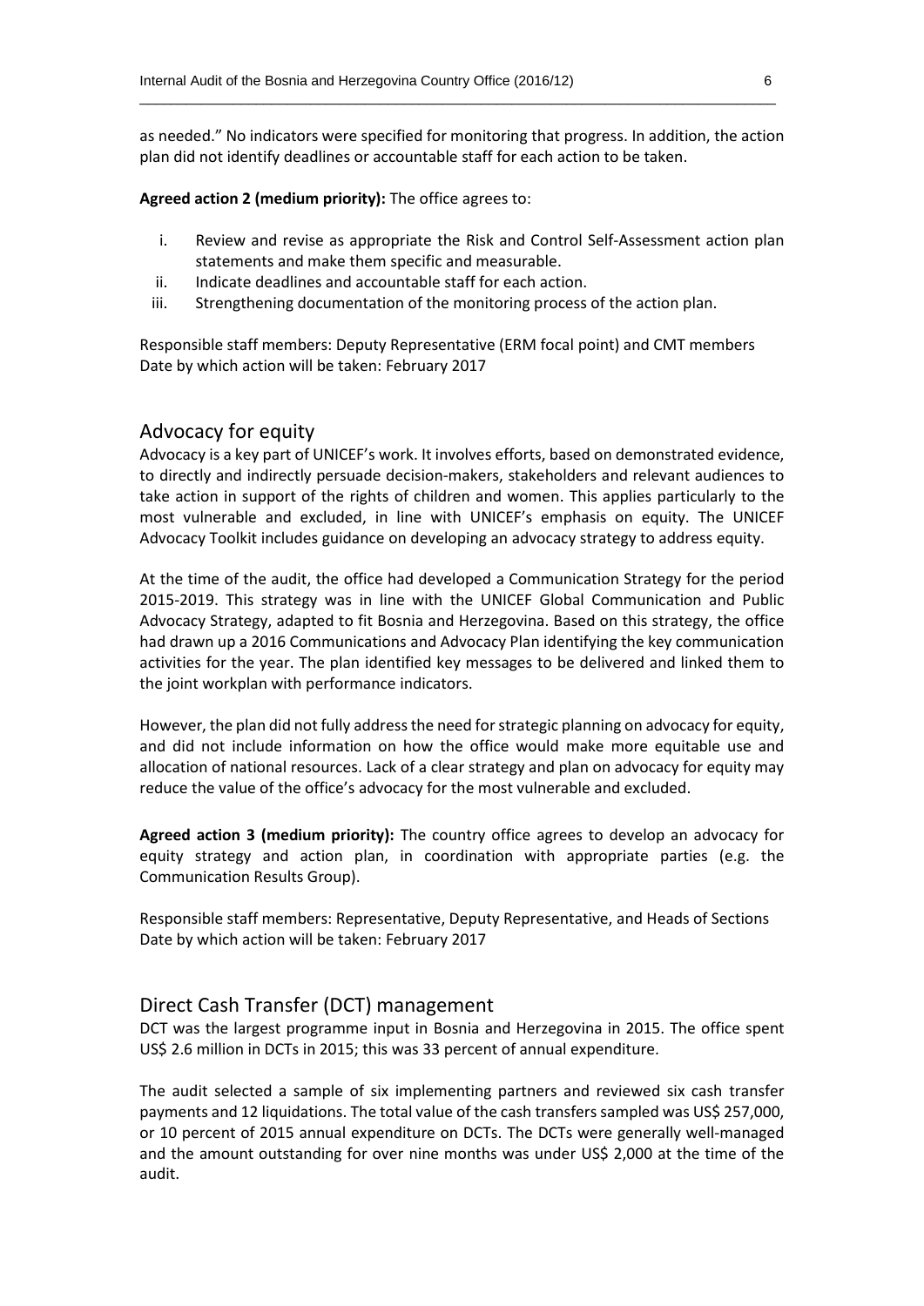as needed." No indicators were specified for monitoring that progress. In addition, the action plan did not identify deadlines or accountable staff for each action to be taken.

**Agreed action 2 (medium priority):** The office agrees to:

i. Review and revise as appropriate the Risk and Control Self-Assessment action plan statements and make them specific and measurable.
ii. Indicate deadlines and accountable staff for each action.
iii. Strengthening documentation of the monitoring process of the action plan.

Responsible staff members: Deputy Representative (ERM focal point) and CMT members
Date by which action will be taken: February 2017

## Advocacy for equity

Advocacy is a key part of UNICEF's work. It involves efforts, based on demonstrated evidence, to directly and indirectly persuade decision-makers, stakeholders and relevant audiences to take action in support of the rights of children and women. This applies particularly to the most vulnerable and excluded, in line with UNICEF's emphasis on equity. The UNICEF Advocacy Toolkit includes guidance on developing an advocacy strategy to address equity.

At the time of the audit, the office had developed a Communication Strategy for the period 2015-2019. This strategy was in line with the UNICEF Global Communication and Public Advocacy Strategy, adapted to fit Bosnia and Herzegovina. Based on this strategy, the office had drawn up a 2016 Communications and Advocacy Plan identifying the key communication activities for the year. The plan identified key messages to be delivered and linked them to the joint workplan with performance indicators.

However, the plan did not fully address the need for strategic planning on advocacy for equity, and did not include information on how the office would make more equitable use and allocation of national resources. Lack of a clear strategy and plan on advocacy for equity may reduce the value of the office's advocacy for the most vulnerable and excluded.

**Agreed action 3 (medium priority):** The country office agrees to develop an advocacy for equity strategy and action plan, in coordination with appropriate parties (e.g. the Communication Results Group).

Responsible staff members: Representative, Deputy Representative, and Heads of Sections
Date by which action will be taken: February 2017

## Direct Cash Transfer (DCT) management

DCT was the largest programme input in Bosnia and Herzegovina in 2015. The office spent US$ 2.6 million in DCTs in 2015; this was 33 percent of annual expenditure.

The audit selected a sample of six implementing partners and reviewed six cash transfer payments and 12 liquidations. The total value of the cash transfers sampled was US$ 257,000, or 10 percent of 2015 annual expenditure on DCTs. The DCTs were generally well-managed and the amount outstanding for over nine months was under US$ 2,000 at the time of the audit.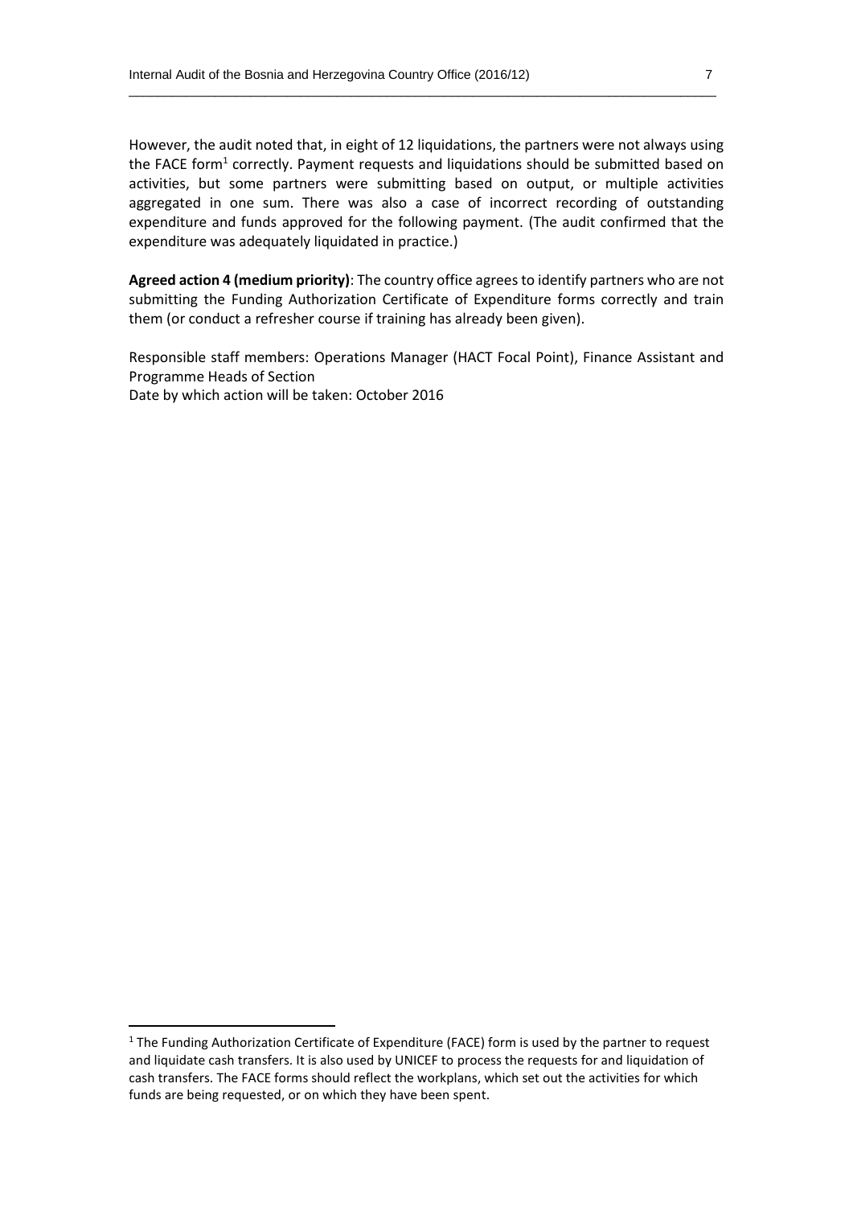However, the audit noted that, in eight of 12 liquidations, the partners were not always using the FACE form[1] correctly. Payment requests and liquidations should be submitted based on activities, but some partners were submitting based on output, or multiple activities aggregated in one sum. There was also a case of incorrect recording of outstanding expenditure and funds approved for the following payment. (The audit confirmed that the expenditure was adequately liquidated in practice.)

**Agreed action 4 (medium priority)**: The country office agrees to identify partners who are not submitting the Funding Authorization Certificate of Expenditure forms correctly and train them (or conduct a refresher course if training has already been given).

Responsible staff members: Operations Manager (HACT Focal Point), Finance Assistant and Programme Heads of Section
Date by which action will be taken: October 2016

[1] The Funding Authorization Certificate of Expenditure (FACE) form is used by the partner to request and liquidate cash transfers. It is also used by UNICEF to process the requests for and liquidation of cash transfers. The FACE forms should reflect the workplans, which set out the activities for which funds are being requested, or on which they have been spent.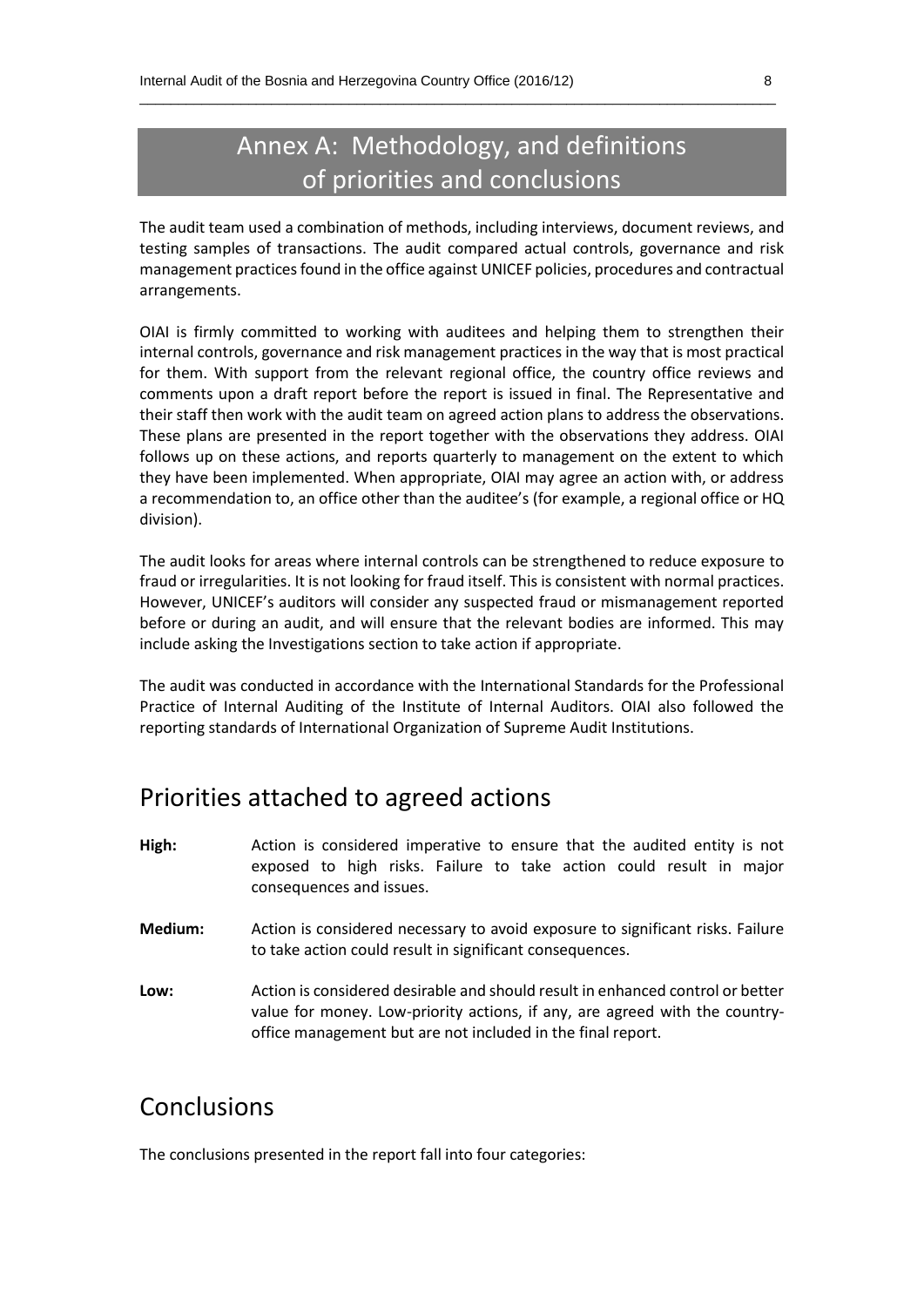# Annex A: Methodology, and definitions of priorities and conclusions

The audit team used a combination of methods, including interviews, document reviews, and testing samples of transactions. The audit compared actual controls, governance and risk management practices found in the office against UNICEF policies, procedures and contractual arrangements.

OIAI is firmly committed to working with auditees and helping them to strengthen their internal controls, governance and risk management practices in the way that is most practical for them. With support from the relevant regional office, the country office reviews and comments upon a draft report before the report is issued in final. The Representative and their staff then work with the audit team on agreed action plans to address the observations. These plans are presented in the report together with the observations they address. OIAI follows up on these actions, and reports quarterly to management on the extent to which they have been implemented. When appropriate, OIAI may agree an action with, or address a recommendation to, an office other than the auditee's (for example, a regional office or HQ division).

The audit looks for areas where internal controls can be strengthened to reduce exposure to fraud or irregularities. It is not looking for fraud itself. This is consistent with normal practices. However, UNICEF's auditors will consider any suspected fraud or mismanagement reported before or during an audit, and will ensure that the relevant bodies are informed. This may include asking the Investigations section to take action if appropriate.

The audit was conducted in accordance with the International Standards for the Professional Practice of Internal Auditing of the Institute of Internal Auditors. OIAI also followed the reporting standards of International Organization of Supreme Audit Institutions.

## Priorities attached to agreed actions

**High:** Action is considered imperative to ensure that the audited entity is not exposed to high risks. Failure to take action could result in major consequences and issues.

**Medium:** Action is considered necessary to avoid exposure to significant risks. Failure to take action could result in significant consequences.

**Low:** Action is considered desirable and should result in enhanced control or better value for money. Low-priority actions, if any, are agreed with the country-office management but are not included in the final report.

## Conclusions

The conclusions presented in the report fall into four categories: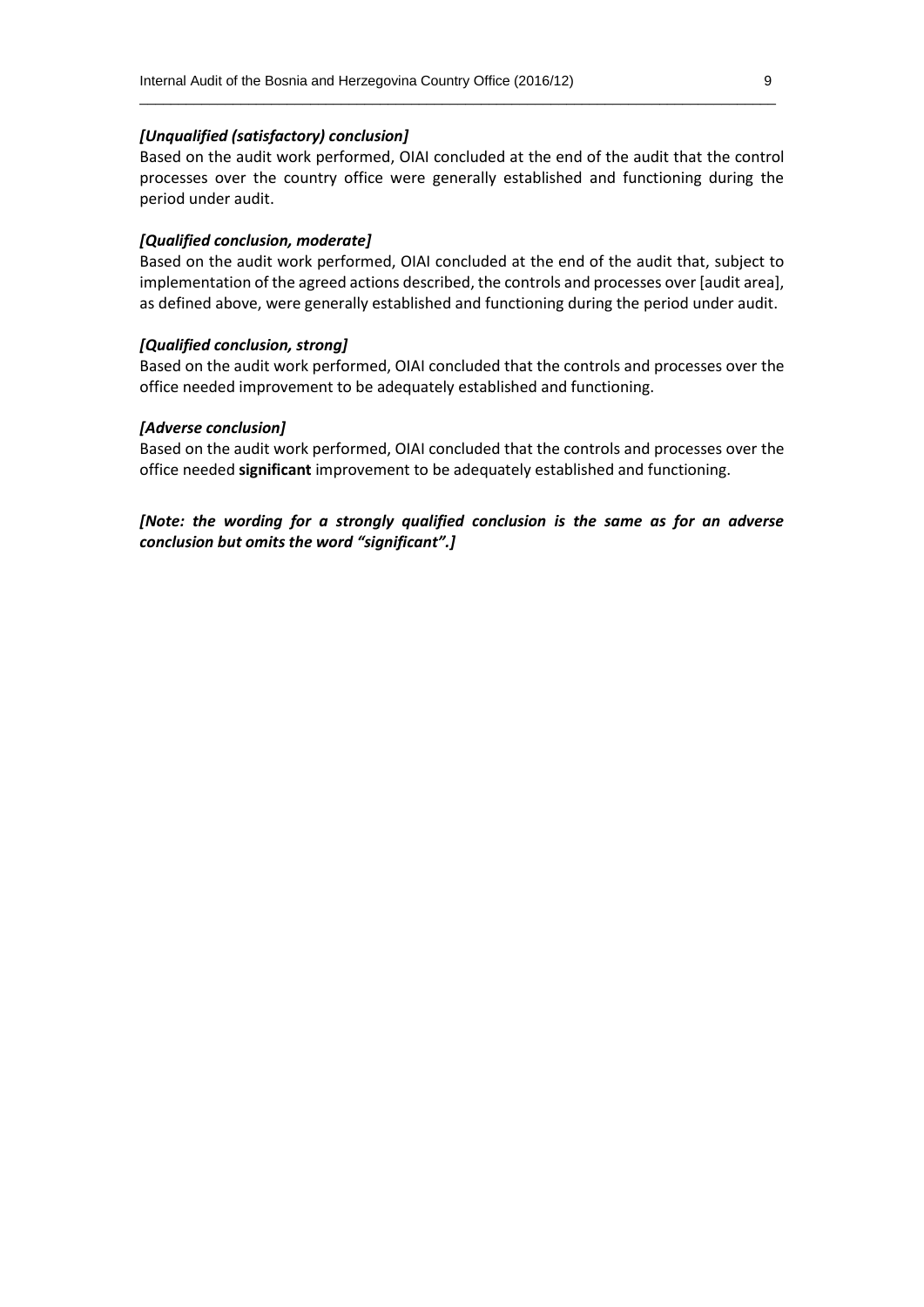***[Unqualified (satisfactory) conclusion]***

Based on the audit work performed, OIAI concluded at the end of the audit that the control processes over the country office were generally established and functioning during the period under audit.

***[Qualified conclusion, moderate]***

Based on the audit work performed, OIAI concluded at the end of the audit that, subject to implementation of the agreed actions described, the controls and processes over [audit area], as defined above, were generally established and functioning during the period under audit.

***[Qualified conclusion, strong]***

Based on the audit work performed, OIAI concluded that the controls and processes over the office needed improvement to be adequately established and functioning.

***[Adverse conclusion]***

Based on the audit work performed, OIAI concluded that the controls and processes over the office needed **significant** improvement to be adequately established and functioning.

***[Note: the wording for a strongly qualified conclusion is the same as for an adverse conclusion but omits the word "significant".]***